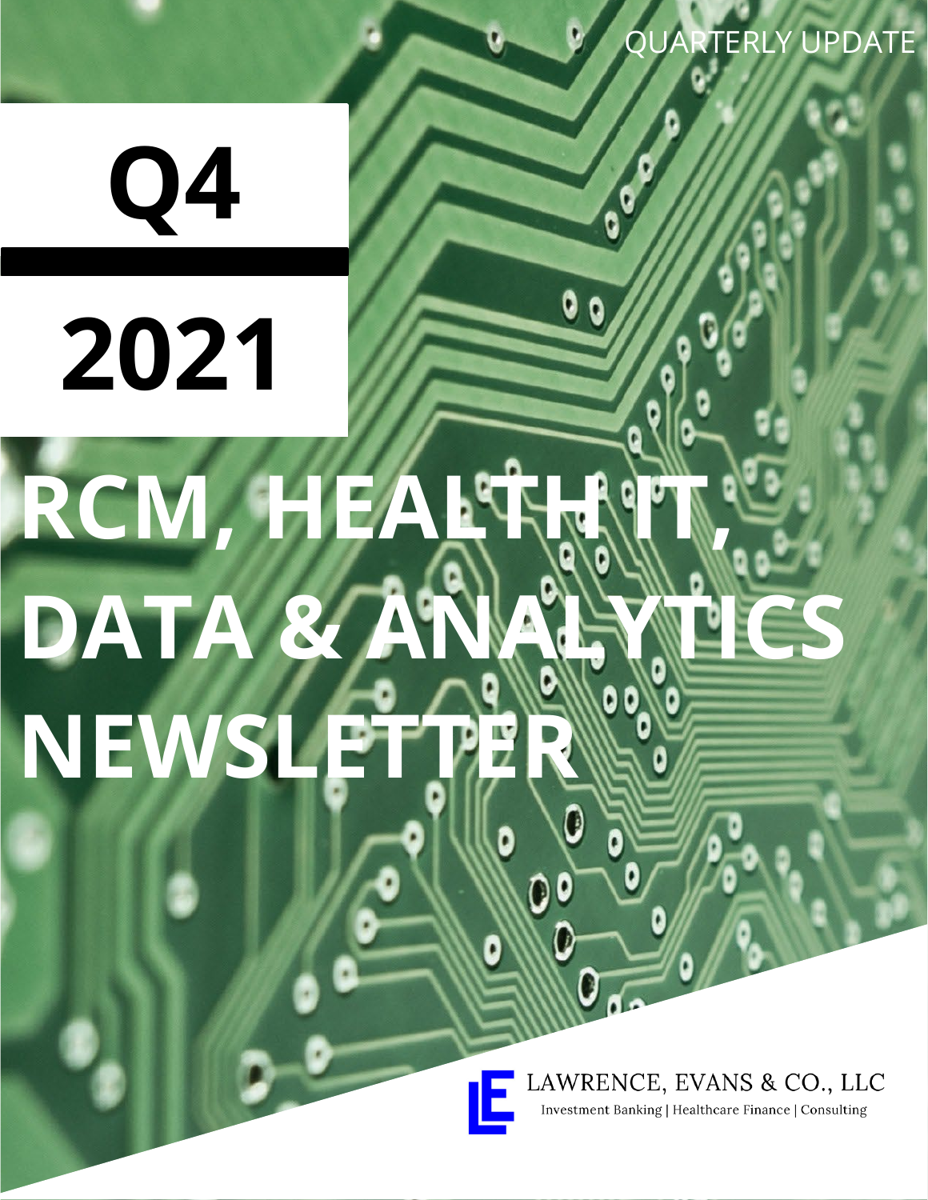QUARTERLY UPDATE

# Q4

# 2021

# RCM, HEALTH IT, DATA & ANALYTICS NEWSLETTER

LAWRENCE, EVANS & CO., LLC

Investment Banking | Healthcare Finance | Consulting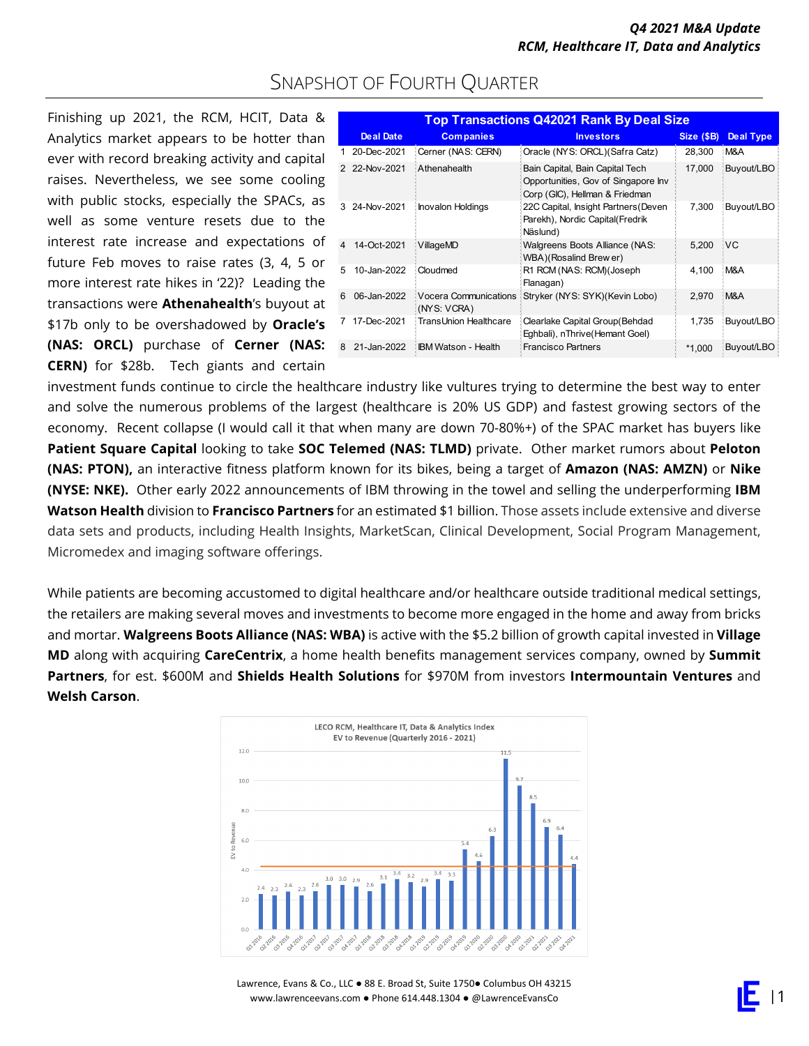## Snapshot of Fourth Quarter

Finishing up 2021, the RCM, HCIT, Data & Analytics market appears to be hotter than ever with record breaking activity and capital raises. Nevertheless, we see some cooling with public stocks, especially the SPACs, as well as some venture resets due to the interest rate increase and expectations of future Feb moves to raise rates (3, 4, 5 or more interest rate hikes in '22)? Leading the transactions were **Athenahealth**'s buyout at $17b only to be overshadowed by **Oracle's (NAS: ORCL)** purchase of **Cerner (NAS: CERN)** for $28b. Tech giants and certain investment funds continue to circle the healthcare industry like vultures trying to determine the best way to enter and solve the numerous problems of the largest (healthcare is 20% US GDP) and fastest growing sectors of the economy. Recent collapse (I would call it that when many are down 70-80%+) of the SPAC market has buyers like **Patient Square Capital** looking to take **SOC Telemed (NAS: TLMD)** private. Other market rumors about **Peloton (NAS: PTON),** an interactive fitness platform known for its bikes, being a target of **Amazon (NAS: AMZN)** or **Nike (NYSE: NKE).** Other early 2022 announcements of IBM throwing in the towel and selling the underperforming **IBM Watson Health** division to **Francisco Partners** for an estimated $1 billion. Those assets include extensive and diverse data sets and products, including Health Insights, MarketScan, Clinical Development, Social Program Management, Micromedex and imaging software offerings.

**Top Transactions Q42021 Rank By Deal Size**

| | Deal Date | Companies | Investors | Size ($B) | Deal Type |
|---|---|---|---|---|---|
| 1 | 20-Dec-2021 | Cerner (NAS: CERN) | Oracle (NYS: ORCL)(Safra Catz) | 28,300 | M&A |
| 2 | 22-Nov-2021 | Athenahealth | Bain Capital, Bain Capital Tech Opportunities, Gov of Singapore Inv Corp (GIC), Hellman & Friedman | 17,000 | Buyout/LBO |
| 3 | 24-Nov-2021 | Inovalon Holdings | 22C Capital, Insight Partners(Deven Parekh), Nordic Capital(Fredrik Näslund) | 7,300 | Buyout/LBO |
| 4 | 14-Oct-2021 | VillageMD | Walgreens Boots Alliance (NAS: WBA)(Rosalind Brewer) | 5,200 | VC |
| 5 | 10-Jan-2022 | Cloudmed | R1 RCM (NAS: RCM)(Joseph Flanagan) | 4,100 | M&A |
| 6 | 06-Jan-2022 | Vocera Communications (NYS: VCRA) | Stryker (NYS: SYK)(Kevin Lobo) | 2,970 | M&A |
| 7 | 17-Dec-2021 | TransUnion Healthcare | Clearlake Capital Group(Behdad Eghbali), nThrive(Hemant Goel) | 1,735 | Buyout/LBO |
| 8 | 21-Jan-2022 | IBM Watson - Health | Francisco Partners | *1,000 | Buyout/LBO |

While patients are becoming accustomed to digital healthcare and/or healthcare outside traditional medical settings, the retailers are making several moves and investments to become more engaged in the home and away from bricks and mortar. **Walgreens Boots Alliance (NAS: WBA)** is active with the $5.2 billion of growth capital invested in **Village MD** along with acquiring **CareCentrix**, a home health benefits management services company, owned by **Summit Partners**, for est. $600M and **Shields Health Solutions** for $970M from investors **Intermountain Ventures** and **Welsh Carson**.

**LECO RCM, Healthcare IT, Data & Analytics Index EV to Revenue (Quarterly 2016 - 2021)**

| Quarter | EV to Revenue |
|---|---|
| Q1 2016 | 2.4 |
| Q2 2016 | 2.3 |
| Q3 2016 | 2.6 |
| Q4 2016 | 2.3 |
| Q1 2017 | 2.6 |
| Q2 2017 | 3.0 |
| Q3 2017 | 3.0 |
| Q4 2017 | 2.9 |
| Q1 2018 | 2.6 |
| Q2 2018 | 3.1 |
| Q3 2018 | 3.4 |
| Q4 2018 | 3.2 |
| Q1 2019 | 2.9 |
| Q2 2019 | 3.4 |
| Q3 2019 | 3.3 |
| Q4 2019 | 5.4 |
| Q1 2020 | 4.6 |
| Q2 2020 | 6.3 |
| Q3 2020 | 11.5 |
| Q4 2020 | 9.7 |
| Q1 2021 | 8.5 |
| Q2 2021 | 6.9 |
| Q3 2021 | 6.4 |
| Q4 2021 | 4.4 |

Lawrence, Evans & Co., LLC ● 88 E. Broad St, Suite 1750● Columbus OH 43215
www.lawrenceevans.com ● Phone 614.448.1304 ● @LawrenceEvansCo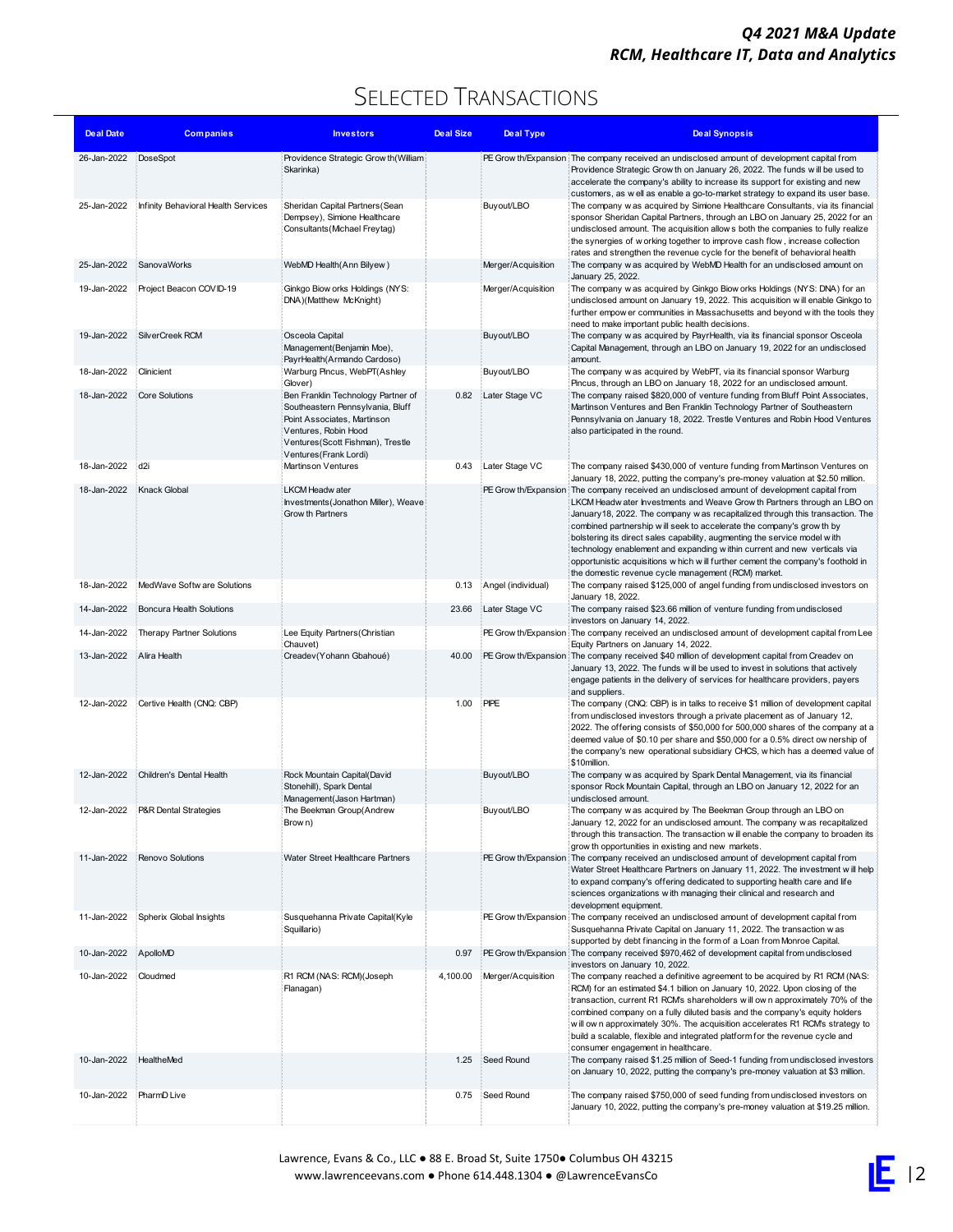# Selected Transactions

| Deal Date | Companies | Investors | Deal Size | Deal Type | Deal Synopsis |
|---|---|---|---|---|---|
| 26-Jan-2022 | DoseSpot | Providence Strategic Growth(William Skarinka) | | PE Growth/Expansion | The company received an undisclosed amount of development capital from Providence Strategic Growth on January 26, 2022. The funds will be used to accelerate the company's ability to increase its support for existing and new customers, as well as enable a go-to-market strategy to expand its user base. |
| 25-Jan-2022 | Infinity Behavioral Health Services | Sheridan Capital Partners(Sean Dempsey), Simione Healthcare Consultants(Michael Freytag) | | Buyout/LBO | The company was acquired by Simione Healthcare Consultants, via its financial sponsor Sheridan Capital Partners, through an LBO on January 25, 2022 for an undisclosed amount. The acquisition allows both the companies to fully realize the synergies of working together to improve cash flow, increase collection rates and strengthen the revenue cycle for the benefit of behavioral health |
| 25-Jan-2022 | SanovaWorks | WebMD Health(Ann Bilyew) | | Merger/Acquisition | The company was acquired by WebMD Health for an undisclosed amount on January 25, 2022. |
| 19-Jan-2022 | Project Beacon COVID-19 | Ginkgo Bioworks Holdings (NYS: DNA)(Matthew McKnight) | | Merger/Acquisition | The company was acquired by Ginkgo Bioworks Holdings (NYS: DNA) for an undisclosed amount on January 19, 2022. This acquisition will enable Ginkgo to further empower communities in Massachusetts and beyond with the tools they need to make important public health decisions. |
| 19-Jan-2022 | SilverCreek RCM | Osceola Capital Management(Benjamin Moe), PayrHealth(Armando Cardoso) | | Buyout/LBO | The company was acquired by PayrHealth, via its financial sponsor Osceola Capital Management, through an LBO on January 19, 2022 for an undisclosed amount. |
| 18-Jan-2022 | Clinicient | Warburg Pincus, WebPT(Ashley Glover) | | Buyout/LBO | The company was acquired by WebPT, via its financial sponsor Warburg Pincus, through an LBO on January 18, 2022 for an undisclosed amount. |
| 18-Jan-2022 | Core Solutions | Ben Franklin Technology Partner of Southeastern Pennsylvania, Bluff Point Associates, Martinson Ventures, Robin Hood Ventures(Scott Fishman), Trestle Ventures(Frank Lordi) | 0.82 | Later Stage VC | The company raised $820,000 of venture funding from Bluff Point Associates, Martinson Ventures and Ben Franklin Technology Partner of Southeastern Pennsylvania on January 18, 2022. Trestle Ventures and Robin Hood Ventures also participated in the round. |
| 18-Jan-2022 | d2i | Martinson Ventures | 0.43 | Later Stage VC | The company raised $430,000 of venture funding from Martinson Ventures on January 18, 2022, putting the company's pre-money valuation at $2.50 million. |
| 18-Jan-2022 | Knack Global | LKCM Headwater Investments(Jonathon Miller), Weave Growth Partners | | PE Growth/Expansion | The company received an undisclosed amount of development capital from LKCM Headwater Investments and Weave Growth Partners through an LBO on January18, 2022. The company was recapitalized through this transaction. The combined partnership will seek to accelerate the company's growth by bolstering its direct sales capability, augmenting the service model with technology enablement and expanding within current and new verticals via opportunistic acquisitions which will further cement the company's foothold in the domestic revenue cycle management (RCM) market. |
| 18-Jan-2022 | MedWave Software Solutions | | 0.13 | Angel (individual) | The company raised $125,000 of angel funding from undisclosed investors on January 18, 2022. |
| 14-Jan-2022 | Boncura Health Solutions | | 23.66 | Later Stage VC | The company raised $23.66 million of venture funding from undisclosed investors on January 14, 2022. |
| 14-Jan-2022 | Therapy Partner Solutions | Lee Equity Partners(Christian Chauvet) | | PE Growth/Expansion | The company received an undisclosed amount of development capital from Lee Equity Partners on January 14, 2022. |
| 13-Jan-2022 | Alira Health | Creadev(Yohann Gbahoué) | 40.00 | PE Growth/Expansion | The company received $40 million of development capital from Creadev on January 13, 2022. The funds will be used to invest in solutions that actively engage patients in the delivery of services for healthcare providers, payers and suppliers. |
| 12-Jan-2022 | Certive Health (CNQ: CBP) | | 1.00 | PIPE | The company (CNQ: CBP) is in talks to receive $1 million of development capital from undisclosed investors through a private placement as of January 12, 2022. The offering consists of $50,000 for 500,000 shares of the company at a deemed value of $0.10 per share and $50,000 for a 0.5% direct ownership of the company's new operational subsidiary CHCS, which has a deemed value of $10million. |
| 12-Jan-2022 | Children's Dental Health | Rock Mountain Capital(David Stonehill), Spark Dental Management(Jason Hartman) | | Buyout/LBO | The company was acquired by Spark Dental Management, via its financial sponsor Rock Mountain Capital, through an LBO on January 12, 2022 for an undisclosed amount. |
| 12-Jan-2022 | P&R Dental Strategies | The Beekman Group(Andrew Brown) | | Buyout/LBO | The company was acquired by The Beekman Group through an LBO on January 12, 2022 for an undisclosed amount. The company was recapitalized through this transaction. The transaction will enable the company to broaden its growth opportunities in existing and new markets. |
| 11-Jan-2022 | Renovo Solutions | Water Street Healthcare Partners | | PE Growth/Expansion | The company received an undisclosed amount of development capital from Water Street Healthcare Partners on January 11, 2022. The investment will help to expand company's offering dedicated to supporting health care and life sciences organizations with managing their clinical and research and development equipment. |
| 11-Jan-2022 | Spherix Global Insights | Susquehanna Private Capital(Kyle Squillario) | | PE Growth/Expansion | The company received an undisclosed amount of development capital from Susquehanna Private Capital on January 11, 2022. The transaction was supported by debt financing in the form of a Loan from Monroe Capital. |
| 10-Jan-2022 | ApolloMD | | 0.97 | PE Growth/Expansion | The company received $970,462 of development capital from undisclosed investors on January 10, 2022. |
| 10-Jan-2022 | Cloudmed | R1 RCM (NAS: RCM)(Joseph Flanagan) | 4,100.00 | Merger/Acquisition | The company reached a definitive agreement to be acquired by R1 RCM (NAS: RCM) for an estimated $4.1 billion on January 10, 2022. Upon closing of the transaction, current R1 RCM's shareholders will own approximately 70% of the combined company on a fully diluted basis and the company's equity holders will own approximately 30%. The acquisition accelerates R1 RCM's strategy to build a scalable, flexible and integrated platform for the revenue cycle and consumer engagement in healthcare. |
| 10-Jan-2022 | HealtheMed | | 1.25 | Seed Round | The company raised $1.25 million of Seed-1 funding from undisclosed investors on January 10, 2022, putting the company's pre-money valuation at $3 million. |
| 10-Jan-2022 | PharmD Live | | 0.75 | Seed Round | The company raised $750,000 of seed funding from undisclosed investors on January 10, 2022, putting the company's pre-money valuation at $19.25 million. |

Lawrence, Evans & Co., LLC ● 88 E. Broad St, Suite 1750● Columbus OH 43215
www.lawrenceevans.com ● Phone 614.448.1304 ● @LawrenceEvansCo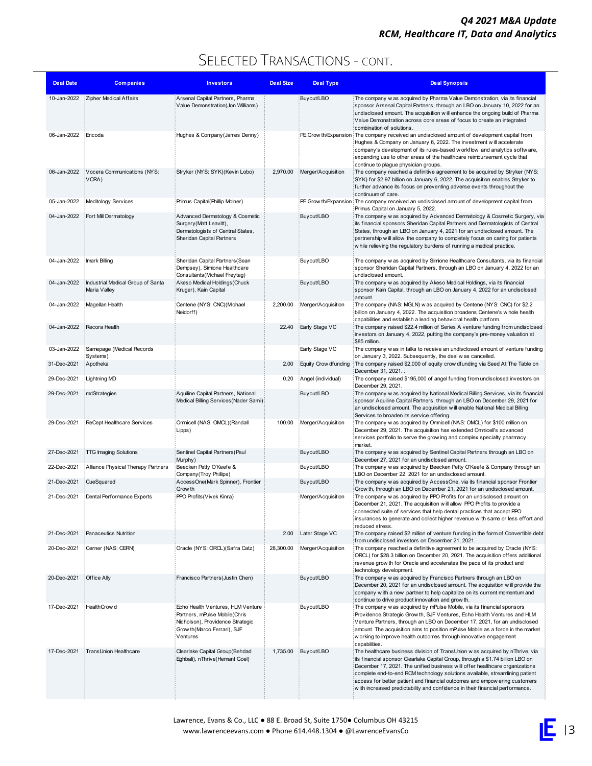## SELECTED TRANSACTIONS - CONT.

| Deal Date | Companies | Investors | Deal Size | Deal Type | Deal Synopsis |
|---|---|---|---|---|---|
| 10-Jan-2022 | Zipher Medical Affairs | Arsenal Capital Partners, Pharma Value Demonstration(Jon Williams) | | Buyout/LBO | The company was acquired by Pharma Value Demonstration, via its financial sponsor Arsenal Capital Partners, through an LBO on January 10, 2022 for an undisclosed amount. The acquisition will enhance the ongoing build of Pharma Value Demonstration across core areas of focus to create an integrated combination of solutions. |
| 06-Jan-2022 | Encoda | Hughes & Company(James Denny) | | PE Growth/Expansion | The company received an undisclosed amount of development capital from Hughes & Company on January 6, 2022. The investment will accelerate company's development of its rules-based workflow and analytics software, expanding use to other areas of the healthcare reimbursement cycle that continue to plague physician groups. |
| 06-Jan-2022 | Vocera Communications (NYS: VCRA) | Stryker (NYS: SYK)(Kevin Lobo) | 2,970.00 | Merger/Acquisition | The company reached a definitive agreement to be acquired by Stryker (NYS: SYK) for $2.97 billion on January 6, 2022. The acquisition enables Stryker to further advance its focus on preventing adverse events throughout the continuum of care. |
| 05-Jan-2022 | Meditology Services | Primus Capital(Phillip Molner) | | PE Growth/Expansion | The company received an undisclosed amount of development capital from Primus Capital on January 5, 2022. |
| 04-Jan-2022 | Fort Mill Dermatology | Advanced Dermatology & Cosmetic Surgery(Matt Leavitt), Dermatologists of Central States, Sheridan Capital Partners | | Buyout/LBO | The company was acquired by Advanced Dermatology & Cosmetic Surgery, via its financial sponsors Sheridan Capital Partners and Dermatologists of Central States, through an LBO on January 4, 2021 for an undisclosed amount. The partnership will allow the company to completely focus on caring for patients while relieving the regulatory burdens of running a medical practice. |
| 04-Jan-2022 | Imark Billing | Sheridan Capital Partners(Sean Dempsey), Simione Healthcare Consultants(Michael Freytag) | | Buyout/LBO | The company was acquired by Simione Healthcare Consultants, via its financial sponsor Sheridan Capital Partners, through an LBO on January 4, 2022 for an undisclosed amount. |
| 04-Jan-2022 | Industrial Medical Group of Santa Maria Valley | Akeso Medical Holdings(Chuck Kruger), Kain Capital | | Buyout/LBO | The company was acquired by Akeso Medical Holdings, via its financial sponsor Kain Capital, through an LBO on January 4, 2022 for an undisclosed amount. |
| 04-Jan-2022 | Magellan Health | Centene (NYS: CNC)(Michael Neidorff) | 2,200.00 | Merger/Acquisition | The company (NAS: MGLN) was acquired by Centene (NYS: CNC) for $2.2 billion on January 4, 2022. The acquisition broadens Centene's whole health capabilities and establish a leading behavioral health platform. |
| 04-Jan-2022 | Recora Health | | 22.40 | Early Stage VC | The company raised $22.4 million of Series A venture funding from undisclosed investors on January 4, 2022, putting the company's pre-money valuation at $85 million. |
| 03-Jan-2022 | Samepage (Medical Records Systems) | | | Early Stage VC | The company was in talks to receive an undisclosed amount of venture funding on January 3, 2022. Subsequently, the deal was cancelled. |
| 31-Dec-2021 | Apotheka | | 2.00 | Equity Crowdfunding | The company raised $2,000 of equity crowdfunding via Seed At The Table on December 31, 2021. . |
| 29-Dec-2021 | Lightning MD | | 0.20 | Angel (individual) | The company raised $195,000 of angel funding from undisclosed investors on December 29, 2021. |
| 29-Dec-2021 | mdStrategies | Aquiline Capital Partners, National Medical Billing Services(Nader Samii) | | Buyout/LBO | The company was acquired by National Medical Billing Services, via its financial sponsor Aquiline Capital Partners, through an LBO on December 29, 2021 for an undisclosed amount. The acquisition will enable National Medical Billing Services to broaden its service offering. |
| 29-Dec-2021 | ReCept Healthcare Services | Omnicell (NAS: OMCL)(Randall Lipps) | 100.00 | Merger/Acquisition | The company was acquired by Omnicell (NAS: OMCL) for $100 million on December 29, 2021. The acquisition has extended Omnicell's advanced services portfolio to serve the growing and complex specialty pharmacy market. |
| 27-Dec-2021 | TTG Imaging Solutions | Sentinel Capital Partners(Paul Murphy) | | Buyout/LBO | The company was acquired by Sentinel Capital Partners through an LBO on December 27, 2021 for an undisclosed amount. |
| 22-Dec-2021 | Alliance Physical Therapy Partners | Beecken Petty O'Keefe & Company(Troy Phillips) | | Buyout/LBO | The company was acquired by Beecken Petty O'Keefe & Company through an LBO on December 22, 2021 for an undisclosed amount. |
| 21-Dec-2021 | CueSquared | AccessOne(Mark Spinner), Frontier Growth | | Buyout/LBO | The company was acquired by AccessOne, via its financial sponsor Frontier Growth, through an LBO on December 21, 2021 for an undisclosed amount. |
| 21-Dec-2021 | Dental Performance Experts | PPO Profits(Vivek Kinra) | | Merger/Acquisition | The company was acquired by PPO Profits for an undisclosed amount on December 21, 2021. The acquisition will allow PPO Profits to provide a connected suite of services that help dental practices that accept PPO insurances to generate and collect higher revenue with same or less effort and reduced stress. |
| 21-Dec-2021 | Panaceutics Nutrition | | 2.00 | Later Stage VC | The company raised $2 million of venture funding in the form of Convertible debt from undisclosed investors on December 21, 2021. |
| 20-Dec-2021 | Cerner (NAS: CERN) | Oracle (NYS: ORCL)(Safra Catz) | 28,300.00 | Merger/Acquisition | The company reached a definitive agreement to be acquired by Oracle (NYS: ORCL) for $28.3 billion on December 20, 2021. The acquisition offers additional revenue growth for Oracle and accelerates the pace of its product and technology development. |
| 20-Dec-2021 | Office Ally | Francisco Partners(Justin Chen) | | Buyout/LBO | The company was acquired by Francisco Partners through an LBO on December 20, 2021 for an undisclosed amount. The acquisition will provide the company with a new partner to help capitalize on its current momentum and continue to drive product innovation and growth. |
| 17-Dec-2021 | HealthCrowd | Echo Health Ventures, HLM Venture Partners, mPulse Mobile(Chris Nicholson), Providence Strategic Growth(Marco Ferrari), SJF Ventures | | Buyout/LBO | The company was acquired by mPulse Mobile, via its financial sponsors Providence Strategic Growth, SJF Ventures, Echo Health Ventures and HLM Venture Partners, through an LBO on December 17, 2021, for an undisclosed amount. The acquisition aims to position mPulse Mobile as a force in the market working to improve health outcomes through innovative engagement capabilities. |
| 17-Dec-2021 | TransUnion Healthcare | Clearlake Capital Group(Behdad Eghbali), nThrive(Hemant Goel) | 1,735.00 | Buyout/LBO | The healthcare business division of TransUnion was acquired by nThrive, via its financial sponsor Clearlake Capital Group, through a $1.74 billion LBO on December 17, 2021. The unified business will offer healthcare organizations complete end-to-end RCM technology solutions available, streamlining patient access for better patient and financial outcomes and empowering customers with increased predictability and confidence in their financial performance. |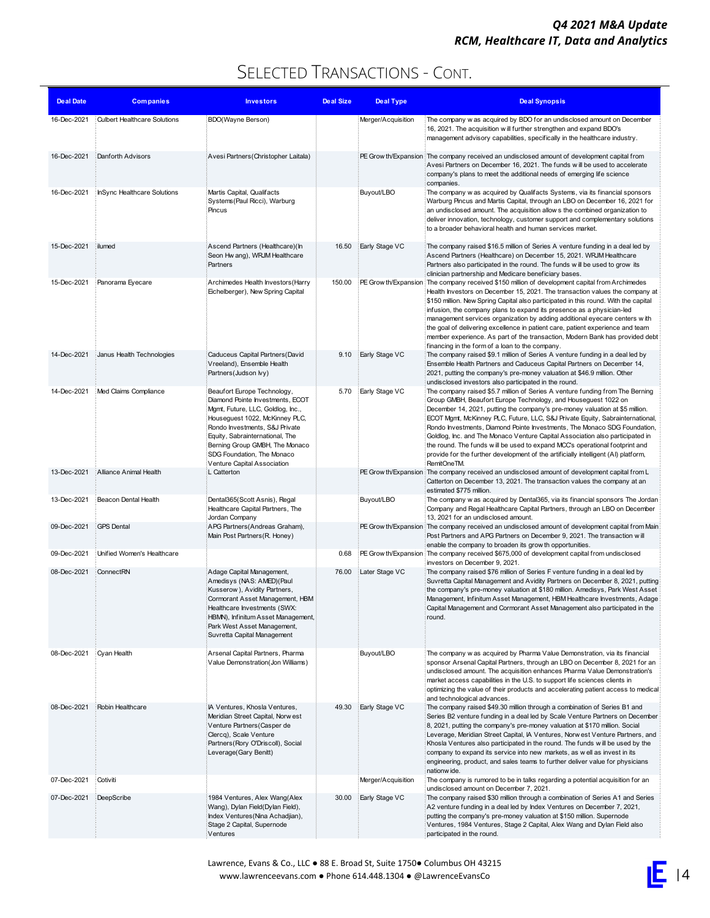## Selected Transactions - Cont.

| Deal Date | Companies | Investors | Deal Size | Deal Type | Deal Synopsis |
|---|---|---|---|---|---|
| 16-Dec-2021 | Culbert Healthcare Solutions | BDO(Wayne Berson) | | Merger/Acquisition | The company was acquired by BDO for an undisclosed amount on December 16, 2021. The acquisition will further strengthen and expand BDO's management advisory capabilities, specifically in the healthcare industry. |
| 16-Dec-2021 | Danforth Advisors | Avesi Partners(Christopher Laitala) | | PE Growth/Expansion | The company received an undisclosed amount of development capital from Avesi Partners on December 16, 2021. The funds will be used to accelerate company's plans to meet the additional needs of emerging life science companies. |
| 16-Dec-2021 | InSync Healthcare Solutions | Martis Capital, Qualifacts Systems(Paul Ricci), Warburg Pincus | | Buyout/LBO | The company was acquired by Qualifacts Systems, via its financial sponsors Warburg Pincus and Martis Capital, through an LBO on December 16, 2021 for an undisclosed amount. The acquisition allows the combined organization to deliver innovation, technology, customer support and complementary solutions to a broader behavioral health and human services market. |
| 15-Dec-2021 | ilumed | Ascend Partners (Healthcare)(In Seon Hwang), WRJM Healthcare Partners | 16.50 | Early Stage VC | The company raised $16.5 million of Series A venture funding in a deal led by Ascend Partners (Healthcare) on December 15, 2021. WRJM Healthcare Partners also participated in the round. The funds will be used to grow its clinician partnership and Medicare beneficiary bases. |
| 15-Dec-2021 | Panorama Eyecare | Archimedes Health Investors(Harry Eichelberger), New Spring Capital | 150.00 | PE Growth/Expansion | The company received $150 million of development capital from Archimedes Health Investors on December 15, 2021. The transaction values the company at $150 million. New Spring Capital also participated in this round. With the capital infusion, the company plans to expand its presence as a physician-led management services organization by adding additional eyecare centers with the goal of delivering excellence in patient care, patient experience and team member experience. As part of the transaction, Modern Bank has provided debt financing in the form of a loan to the company. |
| 14-Dec-2021 | Janus Health Technologies | Caduceus Capital Partners(David Vreeland), Ensemble Health Partners(Judson Ivy) | 9.10 | Early Stage VC | The company raised $9.1 million of Series A venture funding in a deal led by Ensemble Health Partners and Caduceus Capital Partners on December 14, 2021, putting the company's pre-money valuation at $46.9 million. Other undisclosed investors also participated in the round. |
| 14-Dec-2021 | Med Claims Compliance | Beaufort Europe Technology, Diamond Pointe Investments, ECOT Mgmt, Future, LLC, Goldlog, Inc., Houseguest 1022, McKinney PLC, Rondo Investments, S&J Private Equity, Sabrainternational, The Berning Group GMBH, The Monaco SDG Foundation, The Monaco Venture Capital Association | 5.70 | Early Stage VC | The company raised $5.7 million of Series A venture funding from The Berning Group GMBH, Beaufort Europe Technology, and Houseguest 1022 on December 14, 2021, putting the company's pre-money valuation at $5 million. ECOT Mgmt, McKinney PLC, Future, LLC, S&J Private Equity, Sabrainternational, Rondo Investments, Diamond Pointe Investments, The Monaco SDG Foundation, Goldlog, Inc. and The Monaco Venture Capital Association also participated in the round. The funds will be used to expand MCC's operational footprint and provide for the further development of the artificially intelligent (AI) platform, RemitOneTM. |
| 13-Dec-2021 | Alliance Animal Health | L Catterton | | PE Growth/Expansion | The company received an undisclosed amount of development capital from L Catterton on December 13, 2021. The transaction values the company at an estimated $775 million. |
| 13-Dec-2021 | Beacon Dental Health | Dental365(Scott Asnis), Regal Healthcare Capital Partners, The Jordan Company | | Buyout/LBO | The company was acquired by Dental365, via its financial sponsors The Jordan Company and Regal Healthcare Capital Partners, through an LBO on December 13, 2021 for an undisclosed amount. |
| 09-Dec-2021 | GPS Dental | APG Partners(Andreas Graham), Main Post Partners(R. Honey) | | PE Growth/Expansion | The company received an undisclosed amount of development capital from Main Post Partners and APG Partners on December 9, 2021. The transaction will enable the company to broaden its growth opportunities. |
| 09-Dec-2021 | Unified Women's Healthcare | | 0.68 | PE Growth/Expansion | The company received $675,000 of development capital from undisclosed investors on December 9, 2021. |
| 08-Dec-2021 | ConnectRN | Adage Capital Management, Amedisys (NAS: AMED)(Paul Kusserow), Avidity Partners, Cormorant Asset Management, HBM Healthcare Investments (SWX: HBMN), Infinitum Asset Management, Park West Asset Management, Suvretta Capital Management | 76.00 | Later Stage VC | The company raised $76 million of Series F venture funding in a deal led by Suvretta Capital Management and Avidity Partners on December 8, 2021, putting the company's pre-money valuation at $180 million. Amedisys, Park West Asset Management, Infinitum Asset Management, HBM Healthcare Investments, Adage Capital Management and Cormorant Asset Management also participated in the round. |
| 08-Dec-2021 | Cyan Health | Arsenal Capital Partners, Pharma Value Demonstration(Jon Williams) | | Buyout/LBO | The company was acquired by Pharma Value Demonstration, via its financial sponsor Arsenal Capital Partners, through an LBO on December 8, 2021 for an undisclosed amount. The acquisition enhances Pharma Value Demonstration's market access capabilities in the U.S. to support life sciences clients in optimizing the value of their products and accelerating patient access to medical and technological advances. |
| 08-Dec-2021 | Robin Healthcare | IA Ventures, Khosla Ventures, Meridian Street Capital, Norwest Venture Partners(Casper de Clercq), Scale Venture Partners(Rory O'Driscoll), Social Leverage(Gary Benitt) | 49.30 | Early Stage VC | The company raised $49.30 million through a combination of Series B1 and Series B2 venture funding in a deal led by Scale Venture Partners on December 8, 2021, putting the company's pre-money valuation at $170 million. Social Leverage, Meridian Street Capital, IA Ventures, Norwest Venture Partners, and Khosla Ventures also participated in the round. The funds will be used by the company to expand its service into new markets, as well as invest in its engineering, product, and sales teams to further deliver value for physicians nationwide. |
| 07-Dec-2021 | Cotiviti | | | Merger/Acquisition | The company is rumored to be in talks regarding a potential acquisition for an undisclosed amount on December 7, 2021. |
| 07-Dec-2021 | DeepScribe | 1984 Ventures, Alex Wang(Alex Wang), Dylan Field(Dylan Field), Index Ventures(Nina Achadjian), Stage 2 Capital, Supernode Ventures | 30.00 | Early Stage VC | The company raised $30 million through a combination of Series A1 and Series A2 venture funding in a deal led by Index Ventures on December 7, 2021, putting the company's pre-money valuation at $150 million. Supernode Ventures, 1984 Ventures, Stage 2 Capital, Alex Wang and Dylan Field also participated in the round. |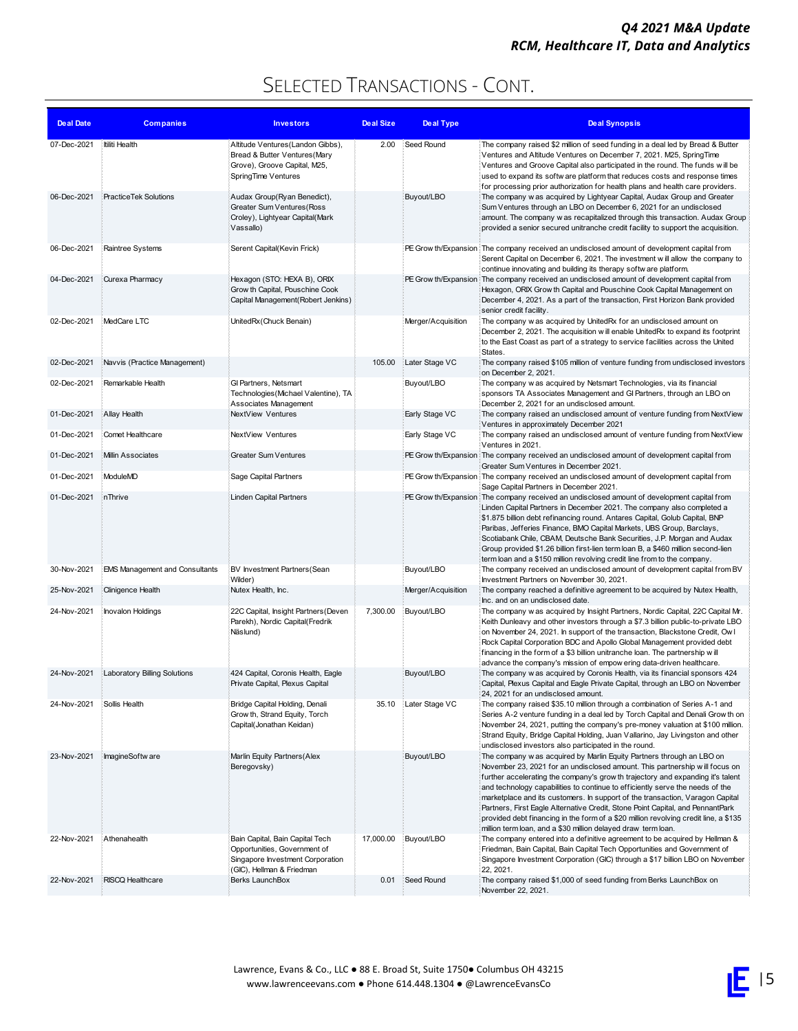# Selected Transactions - Cont.

| Deal Date | Companies | Investors | Deal Size | Deal Type | Deal Synopsis |
|---|---|---|---|---|---|
| 07-Dec-2021 | Itiliti Health | Altitude Ventures(Landon Gibbs), Bread & Butter Ventures(Mary Grove), Groove Capital, M25, SpringTime Ventures | 2.00 | Seed Round | The company raised $2 million of seed funding in a deal led by Bread & Butter Ventures and Altitude Ventures on December 7, 2021. M25, SpringTime Ventures and Groove Capital also participated in the round. The funds will be used to expand its software platform that reduces costs and response times for processing prior authorization for health plans and health care providers. |
| 06-Dec-2021 | PracticeTek Solutions | Audax Group(Ryan Benedict), Greater Sum Ventures(Ross Croley), Lightyear Capital(Mark Vassallo) | | Buyout/LBO | The company was acquired by Lightyear Capital, Audax Group and Greater Sum Ventures through an LBO on December 6, 2021 for an undisclosed amount. The company was recapitalized through this transaction. Audax Group provided a senior secured unitranche credit facility to support the acquisition. |
| 06-Dec-2021 | Raintree Systems | Serent Capital(Kevin Frick) | | PE Growth/Expansion | The company received an undisclosed amount of development capital from Serent Capital on December 6, 2021. The investment will allow the company to continue innovating and building its therapy software platform. |
| 04-Dec-2021 | Curexa Pharmacy | Hexagon (STO: HEXA B), ORIX Growth Capital, Pouschine Cook Capital Management(Robert Jenkins) | | PE Growth/Expansion | The company received an undisclosed amount of development capital from Hexagon, ORIX Growth Capital and Pouschine Cook Capital Management on December 4, 2021. As a part of the transaction, First Horizon Bank provided senior credit facility. |
| 02-Dec-2021 | MedCare LTC | UnitedRx(Chuck Benain) | | Merger/Acquisition | The company was acquired by UnitedRx for an undisclosed amount on December 2, 2021. The acquisition will enable UnitedRx to expand its footprint to the East Coast as part of a strategy to service facilities across the United States. |
| 02-Dec-2021 | Navvis (Practice Management) | | 105.00 | Later Stage VC | The company raised $105 million of venture funding from undisclosed investors on December 2, 2021. |
| 02-Dec-2021 | Remarkable Health | GI Partners, Netsmart Technologies(Michael Valentine), TA Associates Management | | Buyout/LBO | The company was acquired by Netsmart Technologies, via its financial sponsors TA Associates Management and GI Partners, through an LBO on December 2, 2021 for an undisclosed amount. |
| 01-Dec-2021 | Allay Health | NextView Ventures | | Early Stage VC | The company raised an undisclosed amount of venture funding from NextView Ventures in approximately December 2021 |
| 01-Dec-2021 | Comet Healthcare | NextView Ventures | | Early Stage VC | The company raised an undisclosed amount of venture funding from NextView Ventures in 2021. |
| 01-Dec-2021 | Millin Associates | Greater Sum Ventures | | PE Growth/Expansion | The company received an undisclosed amount of development capital from Greater Sum Ventures in December 2021. |
| 01-Dec-2021 | ModuleMD | Sage Capital Partners | | PE Growth/Expansion | The company received an undisclosed amount of development capital from Sage Capital Partners in December 2021. |
| 01-Dec-2021 | nThrive | Linden Capital Partners | | PE Growth/Expansion | The company received an undisclosed amount of development capital from Linden Capital Partners in December 2021. The company also completed a $1.875 billion debt refinancing round. Antares Capital, Golub Capital, BNP Paribas, Jefferies Finance, BMO Capital Markets, UBS Group, Barclays, Scotiabank Chile, CBAM, Deutsche Bank Securities, J.P. Morgan and Audax Group provided $1.26 billion first-lien term loan B, a $460 million second-lien term loan and a $150 million revolving credit line from to the company. |
| 30-Nov-2021 | EMS Management and Consultants | BV Investment Partners(Sean Wilder) | | Buyout/LBO | The company received an undisclosed amount of development capital from BV Investment Partners on November 30, 2021. |
| 25-Nov-2021 | Clinigence Health | Nutex Health, Inc. | | Merger/Acquisition | The company reached a definitive agreement to be acquired by Nutex Health, Inc. and on an undisclosed date. |
| 24-Nov-2021 | Inovalon Holdings | 22C Capital, Insight Partners(Deven Parekh), Nordic Capital(Fredrik Näslund) | 7,300.00 | Buyout/LBO | The company was acquired by Insight Partners, Nordic Capital, 22C Capital Mr. Keith Dunleavy and other investors through a $7.3 billion public-to-private LBO on November 24, 2021. In support of the transaction, Blackstone Credit, Owl Rock Capital Corporation BDC and Apollo Global Management provided debt financing in the form of a $3 billion unitranche loan. The partnership will advance the company's mission of empowering data-driven healthcare. |
| 24-Nov-2021 | Laboratory Billing Solutions | 424 Capital, Coronis Health, Eagle Private Capital, Plexus Capital | | Buyout/LBO | The company was acquired by Coronis Health, via its financial sponsors 424 Capital, Plexus Capital and Eagle Private Capital, through an LBO on November 24, 2021 for an undisclosed amount. |
| 24-Nov-2021 | Sollis Health | Bridge Capital Holding, Denali Growth, Strand Equity, Torch Capital(Jonathan Keidan) | 35.10 | Later Stage VC | The company raised $35.10 million through a combination of Series A-1 and Series A-2 venture funding in a deal led by Torch Capital and Denali Growth on November 24, 2021, putting the company's pre-money valuation at $100 million. Strand Equity, Bridge Capital Holding, Juan Vallarino, Jay Livingston and other undisclosed investors also participated in the round. |
| 23-Nov-2021 | ImagineSoftware | Marlin Equity Partners(Alex Beregovsky) | | Buyout/LBO | The company was acquired by Marlin Equity Partners through an LBO on November 23, 2021 for an undisclosed amount. This partnership will focus on further accelerating the company's growth trajectory and expanding it's talent and technology capabilities to continue to efficiently serve the needs of the marketplace and its customers. In support of the transaction, Varagon Capital Partners, First Eagle Alternative Credit, Stone Point Capital, and PennantPark provided debt financing in the form of a $20 million revolving credit line, a $135 million term loan, and a $30 million delayed draw term loan. |
| 22-Nov-2021 | Athenahealth | Bain Capital, Bain Capital Tech Opportunities, Government of Singapore Investment Corporation (GIC), Hellman & Friedman | 17,000.00 | Buyout/LBO | The company entered into a definitive agreement to be acquired by Hellman & Friedman, Bain Capital, Bain Capital Tech Opportunities and Government of Singapore Investment Corporation (GIC) through a $17 billion LBO on November 22, 2021. |
| 22-Nov-2021 | RISCQ Healthcare | Berks LaunchBox | 0.01 | Seed Round | The company raised $1,000 of seed funding from Berks LaunchBox on November 22, 2021. |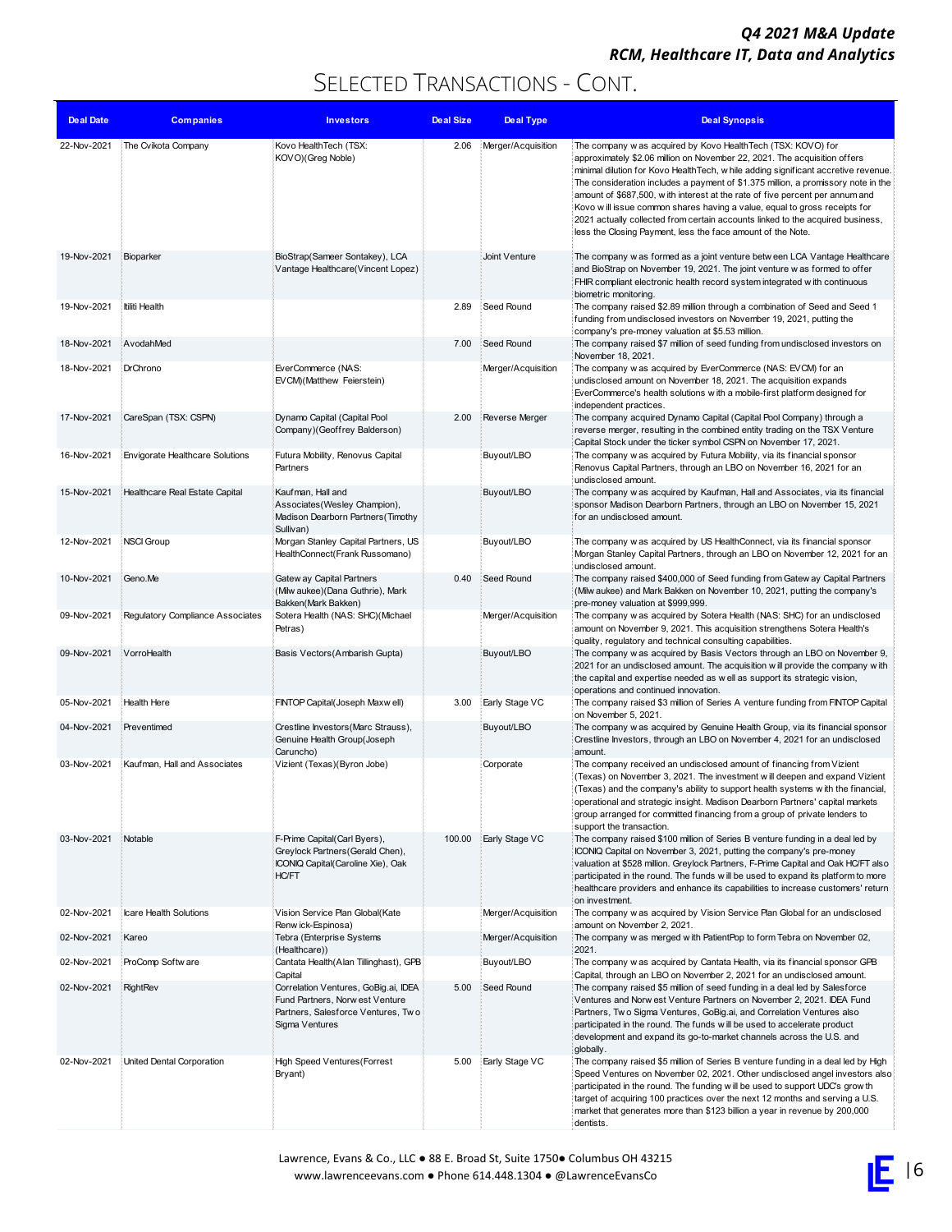# Selected Transactions - Cont.

| Deal Date | Companies | Investors | Deal Size | Deal Type | Deal Synopsis |
|---|---|---|---|---|---|
| 22-Nov-2021 | The Cvikota Company | Kovo HealthTech (TSX: KOVO)(Greg Noble) | 2.06 | Merger/Acquisition | The company was acquired by Kovo HealthTech (TSX: KOVO) for approximately $2.06 million on November 22, 2021. The acquisition offers minimal dilution for Kovo HealthTech, while adding significant accretive revenue. The consideration includes a payment of $1.375 million, a promissory note in the amount of $687,500, with interest at the rate of five percent per annum and Kovo will issue common shares having a value, equal to gross receipts for 2021 actually collected from certain accounts linked to the acquired business, less the Closing Payment, less the face amount of the Note. |
| 19-Nov-2021 | Bioparker | BioStrap(Sameer Sontakey), LCA Vantage Healthcare(Vincent Lopez) | | Joint Venture | The company was formed as a joint venture between LCA Vantage Healthcare and BioStrap on November 19, 2021. The joint venture was formed to offer FHIR compliant electronic health record system integrated with continuous biometric monitoring. |
| 19-Nov-2021 | Itiliti Health | | 2.89 | Seed Round | The company raised $2.89 million through a combination of Seed and Seed 1 funding from undisclosed investors on November 19, 2021, putting the company's pre-money valuation at $5.53 million. |
| 18-Nov-2021 | AvodahMed | | 7.00 | Seed Round | The company raised $7 million of seed funding from undisclosed investors on November 18, 2021. |
| 18-Nov-2021 | DrChrono | EverCommerce (NAS: EVCM)(Matthew Feierstein) | | Merger/Acquisition | The company was acquired by EverCommerce (NAS: EVCM) for an undisclosed amount on November 18, 2021. The acquisition expands EverCommerce's health solutions with a mobile-first platform designed for independent practices. |
| 17-Nov-2021 | CareSpan (TSX: CSPN) | Dynamo Capital (Capital Pool Company)(Geoffrey Balderson) | 2.00 | Reverse Merger | The company acquired Dynamo Capital (Capital Pool Company) through a reverse merger, resulting in the combined entity trading on the TSX Venture Capital Stock under the ticker symbol CSPN on November 17, 2021. |
| 16-Nov-2021 | Envigorate Healthcare Solutions | Futura Mobility, Renovus Capital Partners | | Buyout/LBO | The company was acquired by Futura Mobility, via its financial sponsor Renovus Capital Partners, through an LBO on November 16, 2021 for an undisclosed amount. |
| 15-Nov-2021 | Healthcare Real Estate Capital | Kaufman, Hall and Associates(Wesley Champion), Madison Dearborn Partners(Timothy Sullivan) | | Buyout/LBO | The company was acquired by Kaufman, Hall and Associates, via its financial sponsor Madison Dearborn Partners, through an LBO on November 15, 2021 for an undisclosed amount. |
| 12-Nov-2021 | NSCI Group | Morgan Stanley Capital Partners, US HealthConnect(Frank Russomano) | | Buyout/LBO | The company was acquired by US HealthConnect, via its financial sponsor Morgan Stanley Capital Partners, through an LBO on November 12, 2021 for an undisclosed amount. |
| 10-Nov-2021 | Geno.Me | Gateway Capital Partners (Milwaukee)(Dana Guthrie), Mark Bakken(Mark Bakken) | 0.40 | Seed Round | The company raised $400,000 of Seed funding from Gateway Capital Partners (Milwaukee) and Mark Bakken on November 10, 2021, putting the company's pre-money valuation at $999,999. |
| 09-Nov-2021 | Regulatory Compliance Associates | Sotera Health (NAS: SHC)(Michael Petras) | | Merger/Acquisition | The company was acquired by Sotera Health (NAS: SHC) for an undisclosed amount on November 9, 2021. This acquisition strengthens Sotera Health's quality, regulatory and technical consulting capabilities. |
| 09-Nov-2021 | VorroHealth | Basis Vectors(Ambarish Gupta) | | Buyout/LBO | The company was acquired by Basis Vectors through an LBO on November 9, 2021 for an undisclosed amount. The acquisition will provide the company with the capital and expertise needed as well as support its strategic vision, operations and continued innovation. |
| 05-Nov-2021 | Health Here | FINTOP Capital(Joseph Maxwell) | 3.00 | Early Stage VC | The company raised $3 million of Series A venture funding from FINTOP Capital on November 5, 2021. |
| 04-Nov-2021 | Preventimed | Crestline Investors(Marc Strauss), Genuine Health Group(Joseph Caruncho) | | Buyout/LBO | The company was acquired by Genuine Health Group, via its financial sponsor Crestline Investors, through an LBO on November 4, 2021 for an undisclosed amount. |
| 03-Nov-2021 | Kaufman, Hall and Associates | Vizient (Texas)(Byron Jobe) | | Corporate | The company received an undisclosed amount of financing from Vizient (Texas) on November 3, 2021. The investment will deepen and expand Vizient (Texas) and the company's ability to support health systems with the financial, operational and strategic insight. Madison Dearborn Partners' capital markets group arranged for committed financing from a group of private lenders to support the transaction. |
| 03-Nov-2021 | Notable | F-Prime Capital(Carl Byers), Greylock Partners(Gerald Chen), ICONIQ Capital(Caroline Xie), Oak HC/FT | 100.00 | Early Stage VC | The company raised $100 million of Series B venture funding in a deal led by ICONIQ Capital on November 3, 2021, putting the company's pre-money valuation at $528 million. Greylock Partners, F-Prime Capital and Oak HC/FT also participated in the round. The funds will be used to expand its platform to more healthcare providers and enhance its capabilities to increase customers' return on investment. |
| 02-Nov-2021 | Icare Health Solutions | Vision Service Plan Global(Kate Renwick-Espinosa) | | Merger/Acquisition | The company was acquired by Vision Service Plan Global for an undisclosed amount on November 2, 2021. |
| 02-Nov-2021 | Kareo | Tebra (Enterprise Systems (Healthcare)) | | Merger/Acquisition | The company was merged with PatientPop to form Tebra on November 02, 2021. |
| 02-Nov-2021 | ProComp Software | Cantata Health(Alan Tillinghast), GPB Capital | | Buyout/LBO | The company was acquired by Cantata Health, via its financial sponsor GPB Capital, through an LBO on November 2, 2021 for an undisclosed amount. |
| 02-Nov-2021 | RightRev | Correlation Ventures, GoBig.ai, IDEA Fund Partners, Norwest Venture Partners, Salesforce Ventures, Two Sigma Ventures | 5.00 | Seed Round | The company raised $5 million of seed funding in a deal led by Salesforce Ventures and Norwest Venture Partners on November 2, 2021. IDEA Fund Partners, Two Sigma Ventures, GoBig.ai, and Correlation Ventures also participated in the round. The funds will be used to accelerate product development and expand its go-to-market channels across the U.S. and globally. |
| 02-Nov-2021 | United Dental Corporation | High Speed Ventures(Forrest Bryant) | 5.00 | Early Stage VC | The company raised $5 million of Series B venture funding in a deal led by High Speed Ventures on November 02, 2021. Other undisclosed angel investors also participated in the round. The funding will be used to support UDC's growth target of acquiring 100 practices over the next 12 months and serving a U.S. market that generates more than $123 billion a year in revenue by 200,000 dentists. |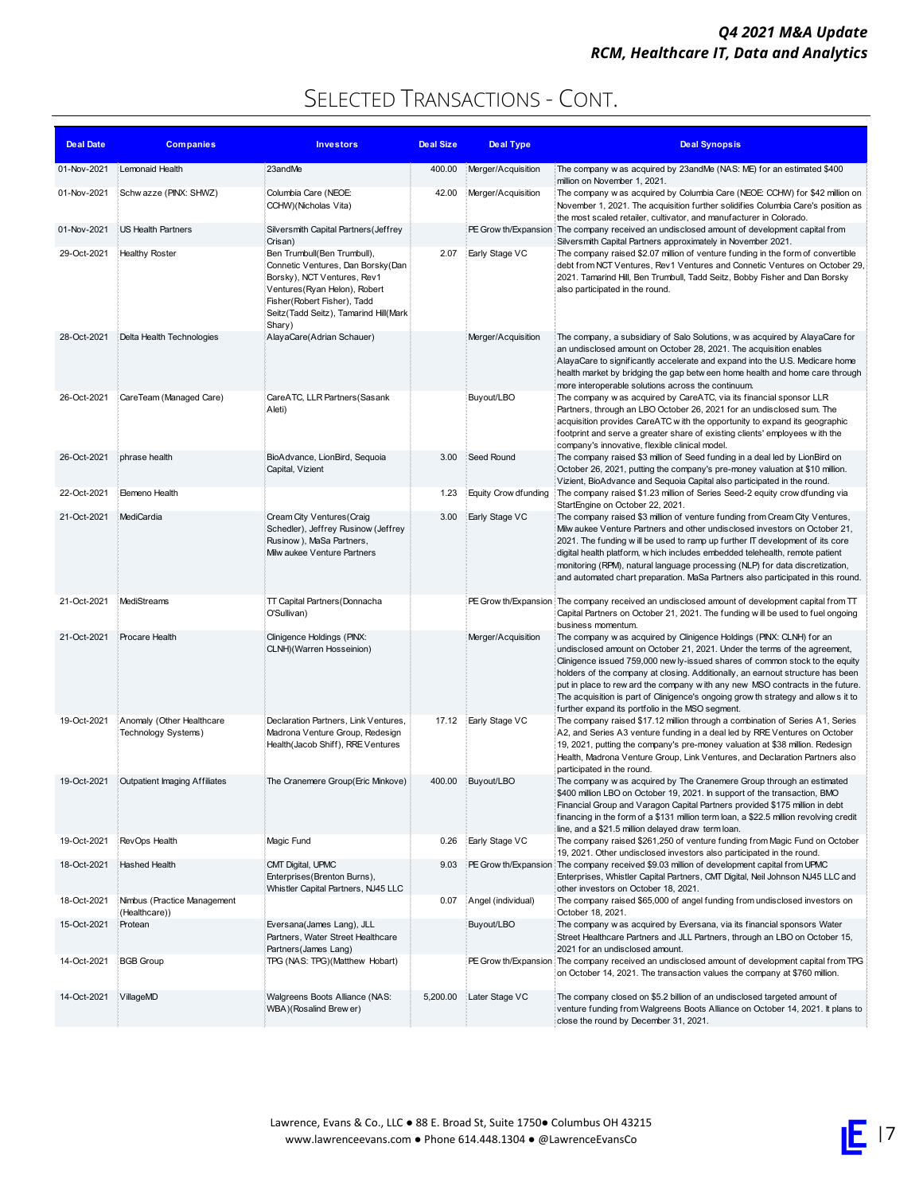# Selected Transactions - Cont.

| Deal Date | Companies | Investors | Deal Size | Deal Type | Deal Synopsis |
|---|---|---|---|---|---|
| 01-Nov-2021 | Lemonaid Health | 23andMe | 400.00 | Merger/Acquisition | The company was acquired by 23andMe (NAS: ME) for an estimated $400 million on November 1, 2021. |
| 01-Nov-2021 | Schwazze (PINX: SHWZ) | Columbia Care (NEOE: CCHW)(Nicholas Vita) | 42.00 | Merger/Acquisition | The company was acquired by Columbia Care (NEOE: CCHW) for $42 million on November 1, 2021. The acquisition further solidifies Columbia Care's position as the most scaled retailer, cultivator, and manufacturer in Colorado. |
| 01-Nov-2021 | US Health Partners | Silversmith Capital Partners(Jeffrey Crisan) | | PE Growth/Expansion | The company received an undisclosed amount of development capital from Silversmith Capital Partners approximately in November 2021. |
| 29-Oct-2021 | Healthy Roster | Ben Trumbull(Ben Trumbull), Connetic Ventures, Dan Borsky(Dan Borsky), NCT Ventures, Rev1 Ventures(Ryan Helon), Robert Fisher(Robert Fisher), Tadd Seitz(Tadd Seitz), Tamarind Hill(Mark Shary) | 2.07 | Early Stage VC | The company raised $2.07 million of venture funding in the form of convertible debt from NCT Ventures, Rev1 Ventures and Connetic Ventures on October 29, 2021. Tamarind Hill, Ben Trumbull, Tadd Seitz, Bobby Fisher and Dan Borsky also participated in the round. |
| 28-Oct-2021 | Delta Health Technologies | AlayaCare(Adrian Schauer) | | Merger/Acquisition | The company, a subsidiary of Salo Solutions, was acquired by AlayaCare for an undisclosed amount on October 28, 2021. The acquisition enables AlayaCare to significantly accelerate and expand into the U.S. Medicare home health market by bridging the gap between home health and home care through more interoperable solutions across the continuum. |
| 26-Oct-2021 | CareTeam (Managed Care) | CareATC, LLR Partners(Sasank Aleti) | | Buyout/LBO | The company was acquired by CareATC, via its financial sponsor LLR Partners, through an LBO October 26, 2021 for an undisclosed sum. The acquisition provides CareATC with the opportunity to expand its geographic footprint and serve a greater share of existing clients' employees with the company's innovative, flexible clinical model. |
| 26-Oct-2021 | phrase health | BioAdvance, LionBird, Sequoia Capital, Vizient | 3.00 | Seed Round | The company raised $3 million of Seed funding in a deal led by LionBird on October 26, 2021, putting the company's pre-money valuation at $10 million. Vizient, BioAdvance and Sequoia Capital also participated in the round. |
| 22-Oct-2021 | Elemeno Health | | 1.23 | Equity Crowdfunding | The company raised $1.23 million of Series Seed-2 equity crowdfunding via StartEngine on October 22, 2021. |
| 21-Oct-2021 | MediCardia | Cream City Ventures(Craig Schedler), Jeffrey Rusinow(Jeffrey Rusinow), MaSa Partners, Milwaukee Venture Partners | 3.00 | Early Stage VC | The company raised $3 million of venture funding from Cream City Ventures, Milwaukee Venture Partners and other undisclosed investors on October 21, 2021. The funding will be used to ramp up further IT development of its core digital health platform, which includes embedded telehealth, remote patient monitoring (RPM), natural language processing (NLP) for data discretization, and automated chart preparation. MaSa Partners also participated in this round. |
| 21-Oct-2021 | MediStreams | TT Capital Partners(Donnacha O'Sullivan) | | PE Growth/Expansion | The company received an undisclosed amount of development capital from TT Capital Partners on October 21, 2021. The funding will be used to fuel ongoing business momentum. |
| 21-Oct-2021 | Procare Health | Clinigence Holdings (PINX: CLNH)(Warren Hosseinion) | | Merger/Acquisition | The company was acquired by Clinigence Holdings (PINX: CLNH) for an undisclosed amount on October 21, 2021. Under the terms of the agreement, Clinigence issued 759,000 newly-issued shares of common stock to the equity holders of the company at closing. Additionally, an earnout structure has been put in place to reward the company with any new MSO contracts in the future. The acquisition is part of Clinigence's ongoing growth strategy and allows it to further expand its portfolio in the MSO segment. |
| 19-Oct-2021 | Anomaly (Other Healthcare Technology Systems) | Declaration Partners, Link Ventures, Madrona Venture Group, Redesign Health(Jacob Shiff), RRE Ventures | 17.12 | Early Stage VC | The company raised $17.12 million through a combination of Series A1, Series A2, and Series A3 venture funding in a deal led by RRE Ventures on October 19, 2021, putting the company's pre-money valuation at $38 million. Redesign Health, Madrona Venture Group, Link Ventures, and Declaration Partners also participated in the round. |
| 19-Oct-2021 | Outpatient Imaging Affiliates | The Cranemere Group(Eric Minkove) | 400.00 | Buyout/LBO | The company was acquired by The Cranemere Group through an estimated $400 million LBO on October 19, 2021. In support of the transaction, BMO Financial Group and Varagon Capital Partners provided $175 million in debt financing in the form of a $131 million term loan, a $22.5 million revolving credit line, and a $21.5 million delayed draw term loan. |
| 19-Oct-2021 | RevOps Health | Magic Fund | 0.26 | Early Stage VC | The company raised $261,250 of venture funding from Magic Fund on October 19, 2021. Other undisclosed investors also participated in the round. |
| 18-Oct-2021 | Hashed Health | CMT Digital, UPMC Enterprises(Brenton Burns), Whistler Capital Partners, NJ45 LLC | 9.03 | PE Growth/Expansion | The company received $9.03 million of development capital from UPMC Enterprises, Whistler Capital Partners, CMT Digital, Neil Johnson NJ45 LLC and other investors on October 18, 2021. |
| 18-Oct-2021 | Nimbus (Practice Management (Healthcare)) | | 0.07 | Angel (individual) | The company raised $65,000 of angel funding from undisclosed investors on October 18, 2021. |
| 15-Oct-2021 | Protean | Eversana(James Lang), JLL Partners, Water Street Healthcare Partners(James Lang) | | Buyout/LBO | The company was acquired by Eversana, via its financial sponsors Water Street Healthcare Partners and JLL Partners, through an LBO on October 15, 2021 for an undisclosed amount. |
| 14-Oct-2021 | BGB Group | TPG (NAS: TPG)(Matthew Hobart) | | PE Growth/Expansion | The company received an undisclosed amount of development capital from TPG on October 14, 2021. The transaction values the company at $760 million. |
| 14-Oct-2021 | VillageMD | Walgreens Boots Alliance (NAS: WBA)(Rosalind Brewer) | 5,200.00 | Later Stage VC | The company closed on $5.2 billion of an undisclosed targeted amount of venture funding from Walgreens Boots Alliance on October 14, 2021. It plans to close the round by December 31, 2021. |

Lawrence, Evans & Co., LLC ● 88 E. Broad St, Suite 1750● Columbus OH 43215
www.lawrenceevans.com ● Phone 614.448.1304 ● @LawrenceEvansCo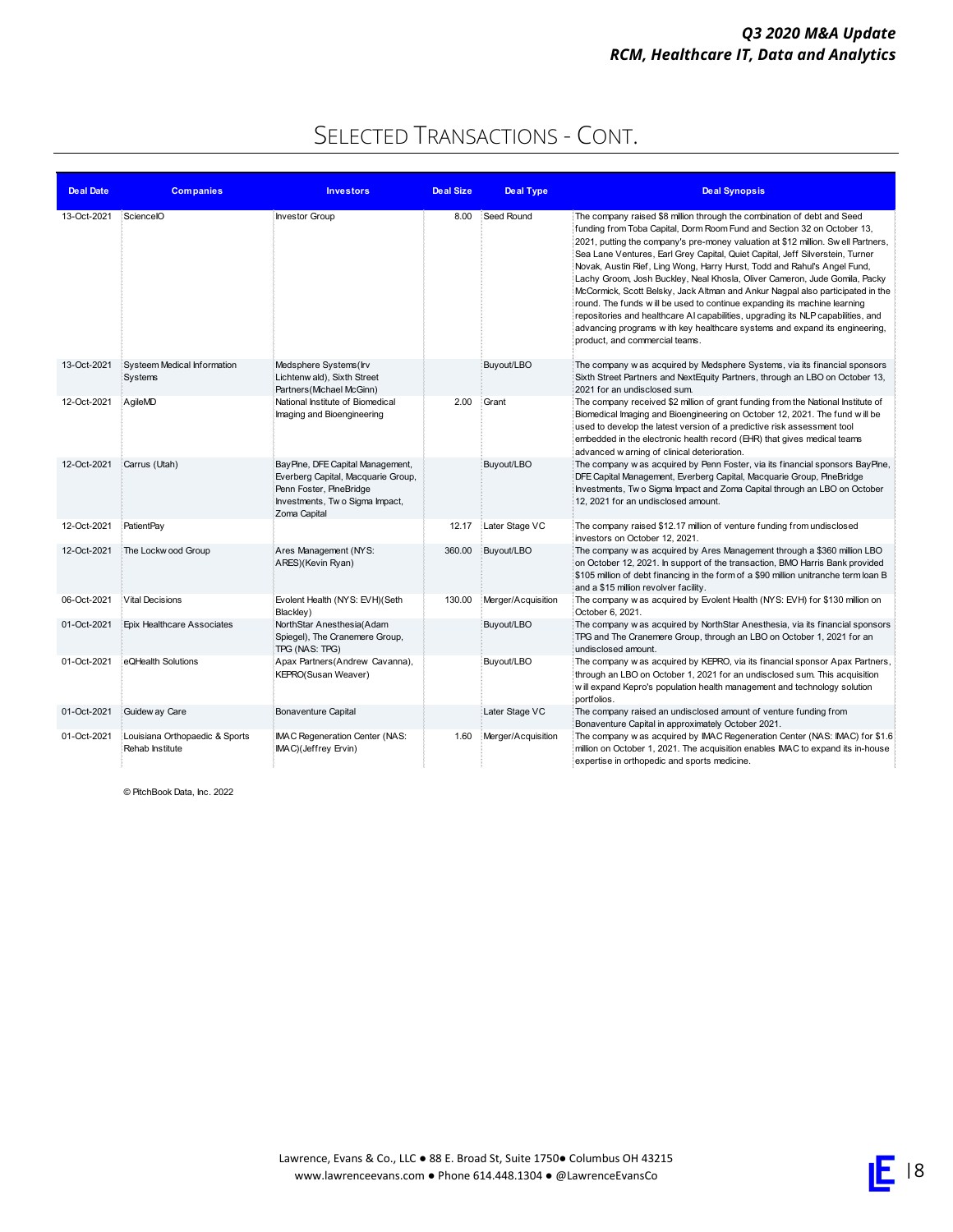# SELECTED TRANSACTIONS - CONT.

| Deal Date | Companies | Investors | Deal Size | Deal Type | Deal Synopsis |
|---|---|---|---|---|---|
| 13-Oct-2021 | ScienceIO | Investor Group | 8.00 | Seed Round | The company raised $8 million through the combination of debt and Seed funding from Toba Capital, Dorm Room Fund and Section 32 on October 13, 2021, putting the company's pre-money valuation at $12 million. Swell Partners, Sea Lane Ventures, Earl Grey Capital, Quiet Capital, Jeff Silverstein, Turner Novak, Austin Rief, Ling Wong, Harry Hurst, Todd and Rahul's Angel Fund, Lachy Groom, Josh Buckley, Neal Khosla, Oliver Cameron, Jude Gomila, Packy McCormick, Scott Belsky, Jack Altman and Ankur Nagpal also participated in the round. The funds will be used to continue expanding its machine learning repositories and healthcare AI capabilities, upgrading its NLP capabilities, and advancing programs with key healthcare systems and expand its engineering, product, and commercial teams. |
| 13-Oct-2021 | Systeem Medical Information Systems | Medsphere Systems(Irv Lichtenwald), Sixth Street Partners(Michael McGinn) | | Buyout/LBO | The company was acquired by Medsphere Systems, via its financial sponsors Sixth Street Partners and NextEquity Partners, through an LBO on October 13, 2021 for an undisclosed sum. |
| 12-Oct-2021 | AgileMD | National Institute of Biomedical Imaging and Bioengineering | 2.00 | Grant | The company received $2 million of grant funding from the National Institute of Biomedical Imaging and Bioengineering on October 12, 2021. The fund will be used to develop the latest version of a predictive risk assessment tool embedded in the electronic health record (EHR) that gives medical teams advanced warning of clinical deterioration. |
| 12-Oct-2021 | Carrus (Utah) | BayPine, DFE Capital Management, Everberg Capital, Macquarie Group, Penn Foster, PineBridge Investments, Two Sigma Impact, Zoma Capital | | Buyout/LBO | The company was acquired by Penn Foster, via its financial sponsors BayPine, DFE Capital Management, Everberg Capital, Macquarie Group, PineBridge Investments, Two Sigma Impact and Zoma Capital through an LBO on October 12, 2021 for an undisclosed amount. |
| 12-Oct-2021 | PatientPay | | 12.17 | Later Stage VC | The company raised $12.17 million of venture funding from undisclosed investors on October 12, 2021. |
| 12-Oct-2021 | The Lockwood Group | Ares Management (NYS: ARES)(Kevin Ryan) | 360.00 | Buyout/LBO | The company was acquired by Ares Management through a $360 million LBO on October 12, 2021. In support of the transaction, BMO Harris Bank provided $105 million of debt financing in the form of a $90 million unitranche term loan B and a $15 million revolver facility. |
| 06-Oct-2021 | Vital Decisions | Evolent Health (NYS: EVH)(Seth Blackley) | 130.00 | Merger/Acquisition | The company was acquired by Evolent Health (NYS: EVH) for $130 million on October 6, 2021. |
| 01-Oct-2021 | Epix Healthcare Associates | NorthStar Anesthesia(Adam Spiegel), The Cranemere Group, TPG (NAS: TPG) | | Buyout/LBO | The company was acquired by NorthStar Anesthesia, via its financial sponsors TPG and The Cranemere Group, through an LBO on October 1, 2021 for an undisclosed amount. |
| 01-Oct-2021 | eQHealth Solutions | Apax Partners(Andrew Cavanna), KEPRO(Susan Weaver) | | Buyout/LBO | The company was acquired by KEPRO, via its financial sponsor Apax Partners, through an LBO on October 1, 2021 for an undisclosed sum. This acquisition will expand Kepro's population health management and technology solution portfolios. |
| 01-Oct-2021 | Guideway Care | Bonaventure Capital | | Later Stage VC | The company raised an undisclosed amount of venture funding from Bonaventure Capital in approximately October 2021. |
| 01-Oct-2021 | Louisiana Orthopaedic & Sports Rehab Institute | IMAC Regeneration Center (NAS: IMAC)(Jeffrey Ervin) | 1.60 | Merger/Acquisition | The company was acquired by IMAC Regeneration Center (NAS: IMAC) for $1.6 million on October 1, 2021. The acquisition enables IMAC to expand its in-house expertise in orthopedic and sports medicine. |

© PitchBook Data, Inc. 2022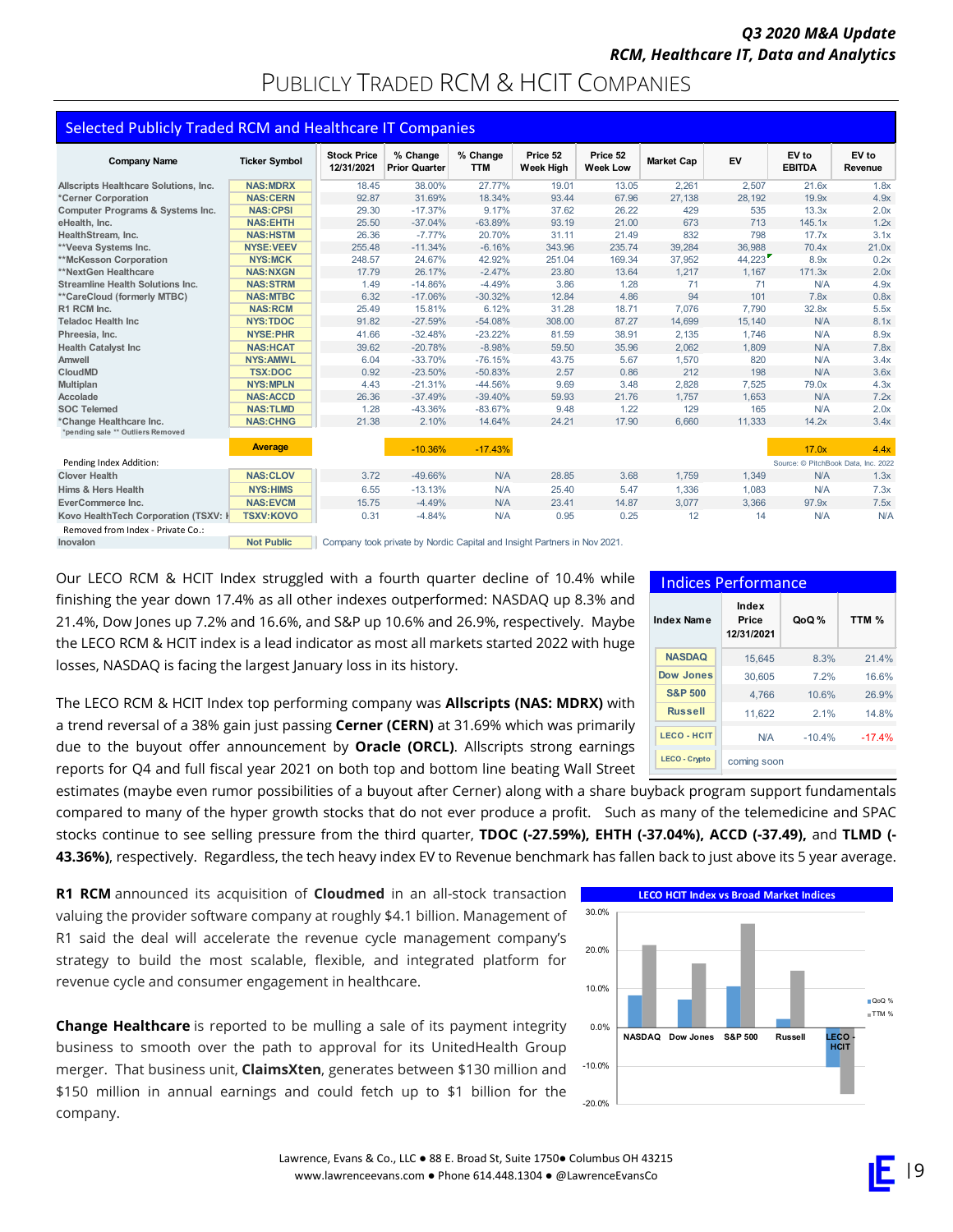# Publicly Traded RCM & HCIT Companies

## Selected Publicly Traded RCM and Healthcare IT Companies

| Company Name | Ticker Symbol | Stock Price 12/31/2021 | % Change Prior Quarter | % Change TTM | Price 52 Week High | Price 52 Week Low | Market Cap | EV | EV to EBITDA | EV to Revenue |
|---|---|---|---|---|---|---|---|---|---|---|
| Allscripts Healthcare Solutions, Inc. | NAS:MDRX | 18.45 | 38.00% | 27.77% | 19.01 | 13.05 | 2,261 | 2,507 | 21.6x | 1.8x |
| *Cerner Corporation | NAS:CERN | 92.87 | 31.69% | 18.34% | 93.44 | 67.96 | 27,138 | 28,192 | 19.9x | 4.9x |
| Computer Programs & Systems Inc. | NAS:CPSI | 29.30 | -17.37% | 9.17% | 37.62 | 26.22 | 429 | 535 | 13.3x | 2.0x |
| eHealth, Inc. | NAS:EHTH | 25.50 | -37.04% | -63.89% | 93.19 | 21.00 | 673 | 713 | 145.1x | 1.2x |
| HealthStream, Inc. | NAS:HSTM | 26.36 | -7.77% | 20.70% | 31.11 | 21.49 | 832 | 798 | 17.7x | 3.1x |
| **Veeva Systems Inc. | NYSE:VEEV | 255.48 | -11.34% | -6.16% | 343.96 | 235.74 | 39,284 | 36,988 | 70.4x | 21.0x |
| **McKesson Corporation | NYS:MCK | 248.57 | 24.67% | 42.92% | 251.04 | 169.34 | 37,952 | 44,223 | 8.9x | 0.2x |
| **NextGen Healthcare | NAS:NXGN | 17.79 | 26.17% | -2.47% | 23.80 | 13.64 | 1,217 | 1,167 | 171.3x | 2.0x |
| Streamline Health Solutions Inc. | NAS:STRM | 1.49 | -14.86% | -4.49% | 3.86 | 1.28 | 71 | 71 | N/A | 4.9x |
| **CareCloud (formerly MTBC) | NAS:MTBC | 6.32 | -17.06% | -30.32% | 12.84 | 4.86 | 94 | 101 | 7.8x | 0.8x |
| R1 RCM Inc. | NAS:RCM | 25.49 | 15.81% | 6.12% | 31.28 | 18.71 | 7,076 | 7,790 | 32.8x | 5.5x |
| Teladoc Health Inc | NYS:TDOC | 91.82 | -27.59% | -54.08% | 308.00 | 87.27 | 14,699 | 15,140 | N/A | 8.1x |
| Phreesia, Inc. | NYSE:PHR | 41.66 | -32.48% | -23.22% | 81.59 | 38.91 | 2,135 | 1,746 | N/A | 8.9x |
| Health Catalyst Inc | NAS:HCAT | 39.62 | -20.78% | -8.98% | 59.50 | 35.96 | 2,062 | 1,809 | N/A | 7.8x |
| Amwell | NYS:AMWL | 6.04 | -33.70% | -76.15% | 43.75 | 5.67 | 1,570 | 820 | N/A | 3.4x |
| CloudMD | TSX:DOC | 0.92 | -23.50% | -50.83% | 2.57 | 0.86 | 212 | 198 | N/A | 3.6x |
| Multiplan | NYS:MPLN | 4.43 | -21.31% | -44.56% | 9.69 | 3.48 | 2,828 | 7,525 | 79.0x | 4.3x |
| Accolade | NAS:ACCD | 26.36 | -37.49% | -39.40% | 59.93 | 21.76 | 1,757 | 1,653 | N/A | 7.2x |
| SOC Telemed | NAS:TLMD | 1.28 | -43.36% | -83.67% | 9.48 | 1.22 | 129 | 165 | N/A | 2.0x |
| *Change Healthcare Inc. | NAS:CHNG | 21.38 | 2.10% | 14.64% | 24.21 | 17.90 | 6,660 | 11,333 | 14.2x | 3.4x |
| *pending sale ** Outliers Removed | | | | | | | | | | |
| | Average | | -10.36% | -17.43% | | | | | 17.0x | 4.4x |
| Pending Index Addition: | | | | | | | | | | |
| Clover Health | NAS:CLOV | 3.72 | -49.66% | N/A | 28.85 | 3.68 | 1,759 | 1,349 | N/A | 1.3x |
| Hims & Hers Health | NYS:HIMS | 6.55 | -13.13% | N/A | 25.40 | 5.47 | 1,336 | 1,083 | N/A | 7.3x |
| EverCommerce Inc. | NAS:EVCM | 15.75 | -4.49% | N/A | 23.41 | 14.87 | 3,077 | 3,366 | 97.9x | 7.5x |
| Kovo HealthTech Corporation (TSXV: K | TSXV:KOVO | 0.31 | -4.84% | N/A | 0.95 | 0.25 | 12 | 14 | N/A | N/A |
| Removed from Index - Private Co.: | | | | | | | | | | |
| Inovalon | Not Public | Company took private by Nordic Capital and Insight Partners in Nov 2021. | | | | | | | | |

Source: © PitchBook Data, Inc. 2022

## Indices Performance

| Index Name | Index Price 12/31/2021 | QoQ % | TTM % |
|---|---|---|---|
| NASDAQ | 15,645 | 8.3% | 21.4% |
| Dow Jones | 30,605 | 7.2% | 16.6% |
| S&P 500 | 4,766 | 10.6% | 26.9% |
| Russell | 11,622 | 2.1% | 14.8% |
| LECO - HCIT | N/A | -10.4% | -17.4% |
| LECO - Crypto | coming soon | | |

Our LECO RCM & HCIT Index struggled with a fourth quarter decline of 10.4% while finishing the year down 17.4% as all other indexes outperformed: NASDAQ up 8.3% and 21.4%, Dow Jones up 7.2% and 16.6%, and S&P up 10.6% and 26.9%, respectively. Maybe the LECO RCM & HCIT index is a lead indicator as most all markets started 2022 with huge losses, NASDAQ is facing the largest January loss in its history.

The LECO RCM & HCIT Index top performing company was **Allscripts (NAS: MDRX)** with a trend reversal of a 38% gain just passing **Cerner (CERN)** at 31.69% which was primarily due to the buyout offer announcement by **Oracle (ORCL)**. Allscripts strong earnings reports for Q4 and full fiscal year 2021 on both top and bottom line beating Wall Street estimates (maybe even rumor possibilities of a buyout after Cerner) along with a share buyback program support fundamentals compared to many of the hyper growth stocks that do not ever produce a profit. Such as many of the telemedicine and SPAC stocks continue to see selling pressure from the third quarter, **TDOC (-27.59%), EHTH (-37.04%), ACCD (-37.49),** and **TLMD (-43.36%)**, respectively. Regardless, the tech heavy index EV to Revenue benchmark has fallen back to just above its 5 year average.

**LECO HCIT Index vs Broad Market Indices**

| Index | QoQ % | TTM % |
|---|---|---|
| NASDAQ | 8.3% | 21.4% |
| Dow Jones | 7.2% | 16.6% |
| S&P 500 | 10.6% | 26.9% |
| Russell | 2.1% | 14.8% |
| LECO - HCIT | -10.4% | -17.4% |

**R1 RCM** announced its acquisition of **Cloudmed** in an all-stock transaction valuing the provider software company at roughly $4.1 billion. Management of R1 said the deal will accelerate the revenue cycle management company's strategy to build the most scalable, flexible, and integrated platform for revenue cycle and consumer engagement in healthcare.

**Change Healthcare** is reported to be mulling a sale of its payment integrity business to smooth over the path to approval for its UnitedHealth Group merger. That business unit, **ClaimsXten**, generates between $130 million and $150 million in annual earnings and could fetch up to $1 billion for the company.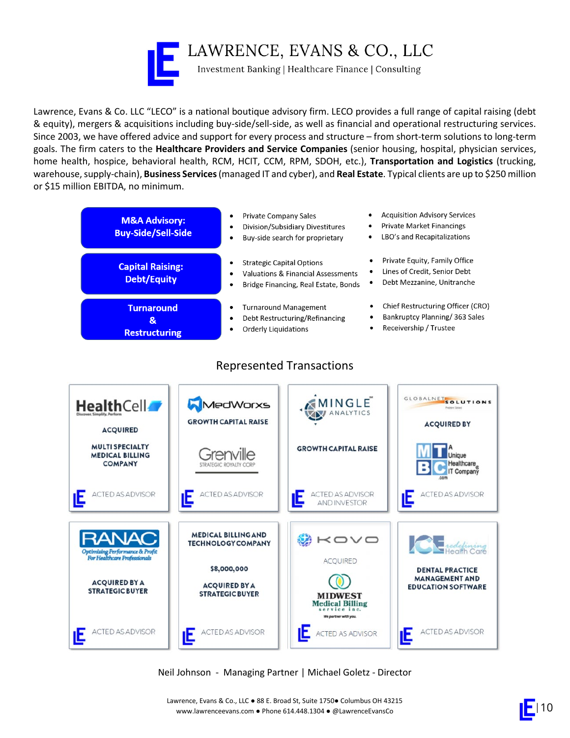# LAWRENCE, EVANS & CO., LLC

Investment Banking | Healthcare Finance | Consulting

Lawrence, Evans & Co. LLC "LECO" is a national boutique advisory firm. LECO provides a full range of capital raising (debt & equity), mergers & acquisitions including buy-side/sell-side, as well as financial and operational restructuring services. Since 2003, we have offered advice and support for every process and structure – from short-term solutions to long-term goals. The firm caters to the **Healthcare Providers and Service Companies** (senior housing, hospital, physician services, home health, hospice, behavioral health, RCM, HCIT, CCM, RPM, SDOH, etc.), **Transportation and Logistics** (trucking, warehouse, supply-chain), **Business Services** (managed IT and cyber), and **Real Estate**. Typical clients are up to $250 million or $15 million EBITDA, no minimum.

**M&A Advisory: Buy-Side/Sell-Side**

- Private Company Sales
- Division/Subsidiary Divestitures
- Buy-side search for proprietary
- Acquisition Advisory Services
- Private Market Financings
- LBO's and Recapitalizations

**Capital Raising: Debt/Equity**

- Strategic Capital Options
- Valuations & Financial Assessments
- Bridge Financing, Real Estate, Bonds
- Private Equity, Family Office
- Lines of Credit, Senior Debt
- Debt Mezzanine, Unitranche

**Turnaround & Restructuring**

- Turnaround Management
- Debt Restructuring/Refinancing
- Orderly Liquidations
- Chief Restructuring Officer (CRO)
- Bankruptcy Planning/ 363 Sales
- Receivership / Trustee

## Represented Transactions

HealthCell – Discover. Simplify. Perform
ACQUIRED
MULTI SPECIALTY MEDICAL BILLING COMPANY
ACTED AS ADVISOR

MedWorxs
GROWTH CAPITAL RAISE
Grenville Strategic Royalty Corp
ACTED AS ADVISOR

MINGLE ANALYTICS
GROWTH CAPITAL RAISE
ACTED AS ADVISOR AND INVESTOR

GLOBALNET SOLUTIONS
ACQUIRED BY
MTBC.com – A Unique Healthcare IT Company
ACTED AS ADVISOR

RANAC – Optimizing Performance & Profit For Healthcare Professionals
ACQUIRED BY A STRATEGIC BUYER
ACTED AS ADVISOR

MEDICAL BILLING AND TECHNOLOGY COMPANY
$8,000,000
ACQUIRED BY A STRATEGIC BUYER
ACTED AS ADVISOR

KOVO
ACQUIRED
MIDWEST Medical Billing service inc. – We partner with you.
ACTED AS ADVISOR

ICE – redefining Health Care
DENTAL PRACTICE MANAGEMENT AND EDUCATION SOFTWARE
ACTED AS ADVISOR

Neil Johnson - Managing Partner | Michael Goletz - Director

Lawrence, Evans & Co., LLC ● 88 E. Broad St, Suite 1750● Columbus OH 43215
www.lawrenceevans.com ● Phone 614.448.1304 ● @LawrenceEvansCo